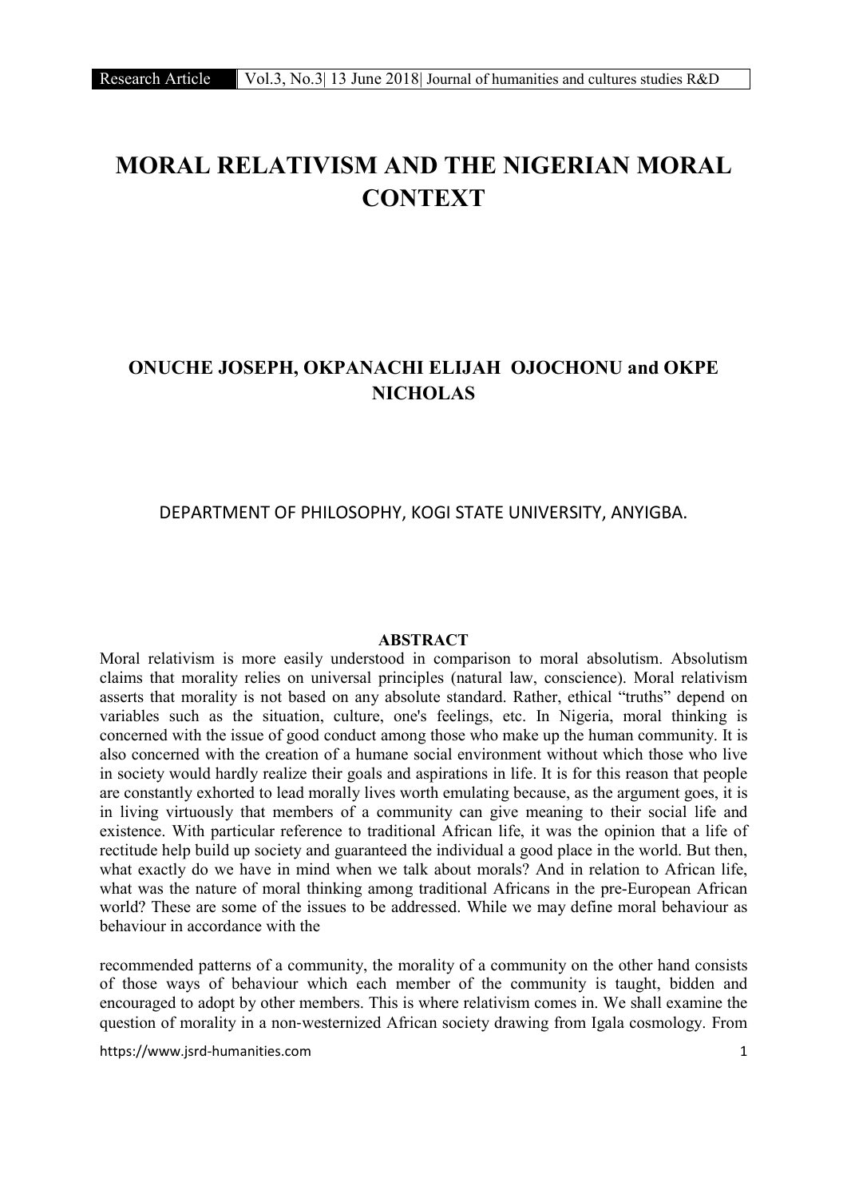# MORAL RELATIVISM AND THE NIGERIAN MORAL CONTEXT

**ONUCHE JOSEPH, OKPANACHI ELIJAH OJOCHONU and OKPE NICHOLAS**

DEPARTMENT OF PHILOSOPHY, KOGI STATE UNIVERSITY, ANYIGBA.

## ABSTRACT

Moral relativism is more easily understood in comparison to moral absolutism. Absolutism claims that morality relies on universal principles (natural law, conscience). Moral relativism asserts that morality is not based on any absolute standard. Rather, ethical "truths" depend on variables such as the situation, culture, one's feelings, etc. In Nigeria, moral thinking is concerned with the issue of good conduct among those who make up the human community. It is also concerned with the creation of a humane social environment without which those who live in society would hardly realize their goals and aspirations in life. It is for this reason that people are constantly exhorted to lead morally lives worth emulating because, as the argument goes, it is in living virtuously that members of a community can give meaning to their social life and existence. With particular reference to traditional African life, it was the opinion that a life of rectitude help build up society and guaranteed the individual a good place in the world. But then, what exactly do we have in mind when we talk about morals? And in relation to African life, what was the nature of moral thinking among traditional Africans in the pre-European African world? These are some of the issues to be addressed. While we may define moral behaviour as behaviour in accordance with the

recommended patterns of a community, the morality of a community on the other hand consists of those ways of behaviour which each member of the community is taught, bidden and encouraged to adopt by other members. This is where relativism comes in. We shall examine the question of morality in a non-westernized African society drawing from Igala cosmology. From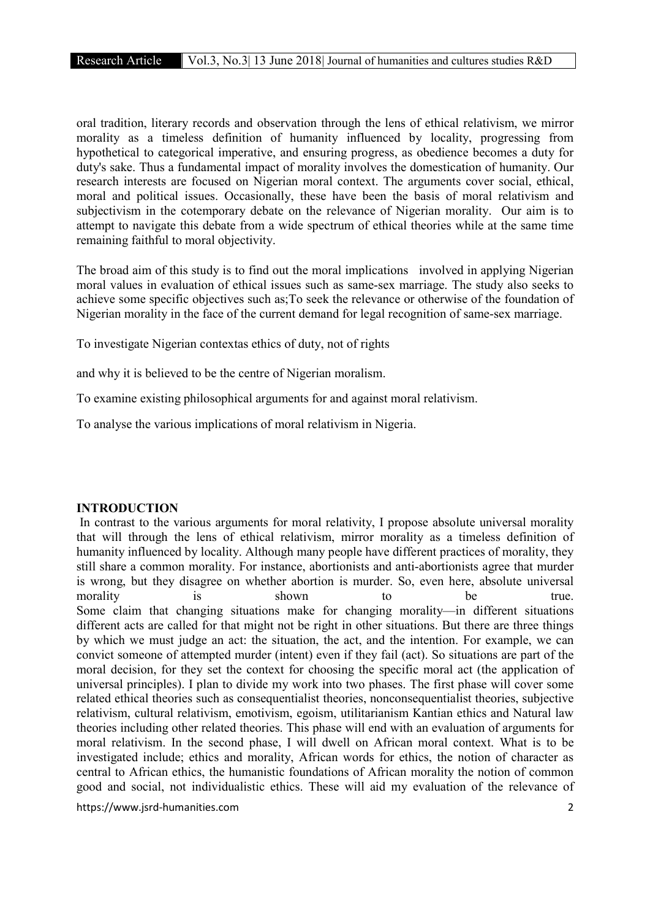oral tradition, literary records and observation through the lens of ethical relativism, we mirror morality as a timeless definition of humanity influenced by locality, progressing from hypothetical to categorical imperative, and ensuring progress, as obedience becomes a duty for duty's sake. Thus a fundamental impact of morality involves the domestication of humanity. Our research interests are focused on Nigerian moral context. The arguments cover social, ethical, moral and political issues. Occasionally, these have been the basis of moral relativism and subjectivism in the cotemporary debate on the relevance of Nigerian morality. Our aim is to attempt to navigate this debate from a wide spectrum of ethical theories while at the same time remaining faithful to moral objectivity.

The broad aim of this study is to find out the moral implications involved in applying Nigerian moral values in evaluation of ethical issues such as same-sex marriage. The study also seeks to achieve some specific objectives such as;To seek the relevance or otherwise of the foundation of Nigerian morality in the face of the current demand for legal recognition of same-sex marriage.

To investigate Nigerian contextas ethics of duty, not of rights

and why it is believed to be the centre of Nigerian moralism.

To examine existing philosophical arguments for and against moral relativism.

To analyse the various implications of moral relativism in Nigeria.

## INTRODUCTION

In contrast to the various arguments for moral relativity, I propose absolute universal morality that will through the lens of ethical relativism, mirror morality as a timeless definition of humanity influenced by locality. Although many people have different practices of morality, they still share a common morality. For instance, abortionists and anti-abortionists agree that murder is wrong, but they disagree on whether abortion is murder. So, even here, absolute universal morality is shown to be true.
Some claim that changing situations make for changing morality—in different situations different acts are called for that might not be right in other situations. But there are three things by which we must judge an act: the situation, the act, and the intention. For example, we can convict someone of attempted murder (intent) even if they fail (act). So situations are part of the moral decision, for they set the context for choosing the specific moral act (the application of universal principles). I plan to divide my work into two phases. The first phase will cover some related ethical theories such as consequentialist theories, nonconsequentialist theories, subjective relativism, cultural relativism, emotivism, egoism, utilitarianism Kantian ethics and Natural law theories including other related theories. This phase will end with an evaluation of arguments for moral relativism. In the second phase, I will dwell on African moral context. What is to be investigated include; ethics and morality, African words for ethics, the notion of character as central to African ethics, the humanistic foundations of African morality the notion of common good and social, not individualistic ethics. These will aid my evaluation of the relevance of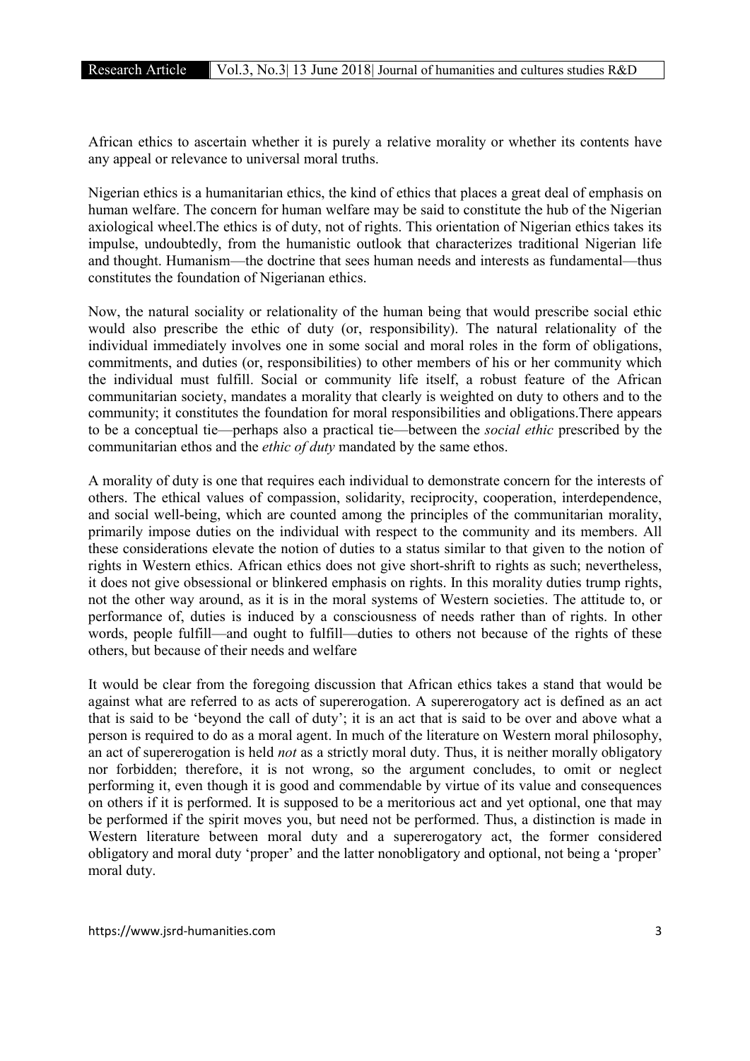African ethics to ascertain whether it is purely a relative morality or whether its contents have any appeal or relevance to universal moral truths.

Nigerian ethics is a humanitarian ethics, the kind of ethics that places a great deal of emphasis on human welfare. The concern for human welfare may be said to constitute the hub of the Nigerian axiological wheel.The ethics is of duty, not of rights. This orientation of Nigerian ethics takes its impulse, undoubtedly, from the humanistic outlook that characterizes traditional Nigerian life and thought. Humanism—the doctrine that sees human needs and interests as fundamental—thus constitutes the foundation of Nigerianan ethics.

Now, the natural sociality or relationality of the human being that would prescribe social ethic would also prescribe the ethic of duty (or, responsibility). The natural relationality of the individual immediately involves one in some social and moral roles in the form of obligations, commitments, and duties (or, responsibilities) to other members of his or her community which the individual must fulfill. Social or community life itself, a robust feature of the African communitarian society, mandates a morality that clearly is weighted on duty to others and to the community; it constitutes the foundation for moral responsibilities and obligations.There appears to be a conceptual tie—perhaps also a practical tie—between the *social ethic* prescribed by the communitarian ethos and the *ethic of duty* mandated by the same ethos.

A morality of duty is one that requires each individual to demonstrate concern for the interests of others. The ethical values of compassion, solidarity, reciprocity, cooperation, interdependence, and social well-being, which are counted among the principles of the communitarian morality, primarily impose duties on the individual with respect to the community and its members. All these considerations elevate the notion of duties to a status similar to that given to the notion of rights in Western ethics. African ethics does not give short-shrift to rights as such; nevertheless, it does not give obsessional or blinkered emphasis on rights. In this morality duties trump rights, not the other way around, as it is in the moral systems of Western societies. The attitude to, or performance of, duties is induced by a consciousness of needs rather than of rights. In other words, people fulfill—and ought to fulfill—duties to others not because of the rights of these others, but because of their needs and welfare

It would be clear from the foregoing discussion that African ethics takes a stand that would be against what are referred to as acts of supererogation. A supererogatory act is defined as an act that is said to be 'beyond the call of duty'; it is an act that is said to be over and above what a person is required to do as a moral agent. In much of the literature on Western moral philosophy, an act of supererogation is held *not* as a strictly moral duty. Thus, it is neither morally obligatory nor forbidden; therefore, it is not wrong, so the argument concludes, to omit or neglect performing it, even though it is good and commendable by virtue of its value and consequences on others if it is performed. It is supposed to be a meritorious act and yet optional, one that may be performed if the spirit moves you, but need not be performed. Thus, a distinction is made in Western literature between moral duty and a supererogatory act, the former considered obligatory and moral duty 'proper' and the latter nonobligatory and optional, not being a 'proper' moral duty.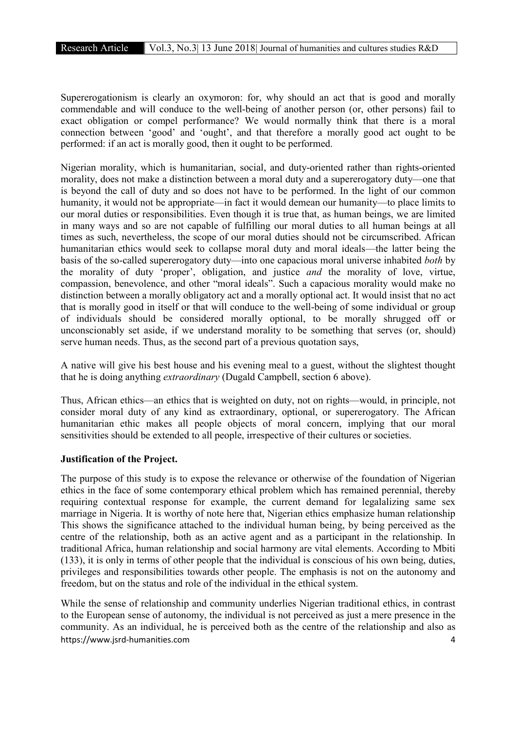Supererogationism is clearly an oxymoron: for, why should an act that is good and morally commendable and will conduce to the well-being of another person (or, other persons) fail to exact obligation or compel performance? We would normally think that there is a moral connection between 'good' and 'ought', and that therefore a morally good act ought to be performed: if an act is morally good, then it ought to be performed.

Nigerian morality, which is humanitarian, social, and duty-oriented rather than rights-oriented morality, does not make a distinction between a moral duty and a supererogatory duty—one that is beyond the call of duty and so does not have to be performed. In the light of our common humanity, it would not be appropriate—in fact it would demean our humanity—to place limits to our moral duties or responsibilities. Even though it is true that, as human beings, we are limited in many ways and so are not capable of fulfilling our moral duties to all human beings at all times as such, nevertheless, the scope of our moral duties should not be circumscribed. African humanitarian ethics would seek to collapse moral duty and moral ideals—the latter being the basis of the so-called supererogatory duty—into one capacious moral universe inhabited *both* by the morality of duty 'proper', obligation, and justice *and* the morality of love, virtue, compassion, benevolence, and other "moral ideals". Such a capacious morality would make no distinction between a morally obligatory act and a morally optional act. It would insist that no act that is morally good in itself or that will conduce to the well-being of some individual or group of individuals should be considered morally optional, to be morally shrugged off or unconscionably set aside, if we understand morality to be something that serves (or, should) serve human needs. Thus, as the second part of a previous quotation says,

A native will give his best house and his evening meal to a guest, without the slightest thought that he is doing anything *extraordinary* (Dugald Campbell, section 6 above).

Thus, African ethics—an ethics that is weighted on duty, not on rights—would, in principle, not consider moral duty of any kind as extraordinary, optional, or supererogatory. The African humanitarian ethic makes all people objects of moral concern, implying that our moral sensitivities should be extended to all people, irrespective of their cultures or societies.

**Justification of the Project.**

The purpose of this study is to expose the relevance or otherwise of the foundation of Nigerian ethics in the face of some contemporary ethical problem which has remained perennial, thereby requiring contextual response for example, the current demand for legalalizing same sex marriage in Nigeria. It is worthy of note here that, Nigerian ethics emphasize human relationship This shows the significance attached to the individual human being, by being perceived as the centre of the relationship, both as an active agent and as a participant in the relationship. In traditional Africa, human relationship and social harmony are vital elements. According to Mbiti (133), it is only in terms of other people that the individual is conscious of his own being, duties, privileges and responsibilities towards other people. The emphasis is not on the autonomy and freedom, but on the status and role of the individual in the ethical system.

While the sense of relationship and community underlies Nigerian traditional ethics, in contrast to the European sense of autonomy, the individual is not perceived as just a mere presence in the community. As an individual, he is perceived both as the centre of the relationship and also as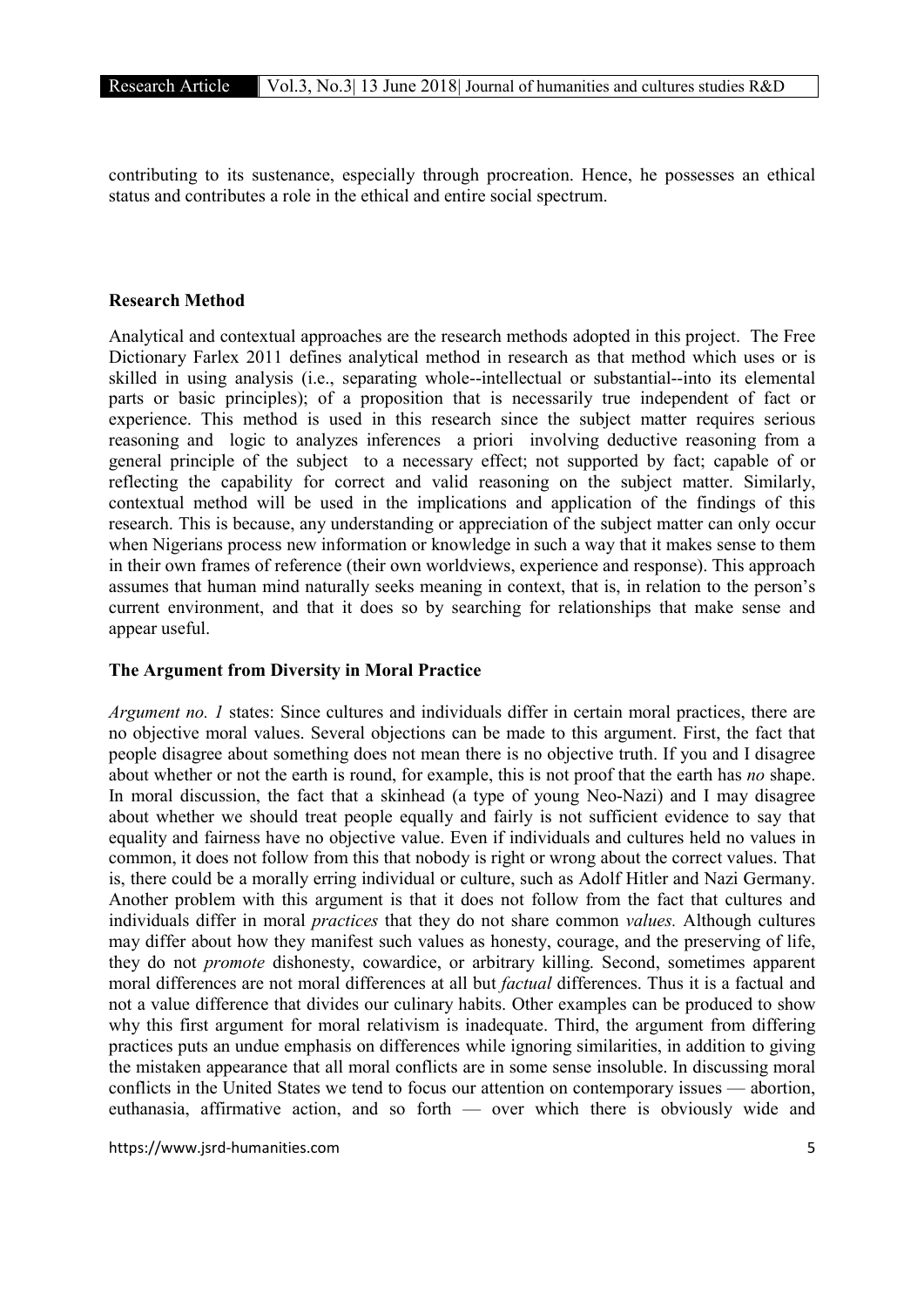contributing to its sustenance, especially through procreation. Hence, he possesses an ethical status and contributes a role in the ethical and entire social spectrum.

**Research Method**

Analytical and contextual approaches are the research methods adopted in this project. The Free Dictionary Farlex 2011 defines analytical method in research as that method which uses or is skilled in using analysis (i.e., separating whole--intellectual or substantial--into its elemental parts or basic principles); of a proposition that is necessarily true independent of fact or experience. This method is used in this research since the subject matter requires serious reasoning and logic to analyzes inferences a priori involving deductive reasoning from a general principle of the subject to a necessary effect; not supported by fact; capable of or reflecting the capability for correct and valid reasoning on the subject matter. Similarly, contextual method will be used in the implications and application of the findings of this research. This is because, any understanding or appreciation of the subject matter can only occur when Nigerians process new information or knowledge in such a way that it makes sense to them in their own frames of reference (their own worldviews, experience and response). This approach assumes that human mind naturally seeks meaning in context, that is, in relation to the person's current environment, and that it does so by searching for relationships that make sense and appear useful.

**The Argument from Diversity in Moral Practice**

*Argument no. 1* states: Since cultures and individuals differ in certain moral practices, there are no objective moral values. Several objections can be made to this argument. First, the fact that people disagree about something does not mean there is no objective truth. If you and I disagree about whether or not the earth is round, for example, this is not proof that the earth has *no* shape. In moral discussion, the fact that a skinhead (a type of young Neo-Nazi) and I may disagree about whether we should treat people equally and fairly is not sufficient evidence to say that equality and fairness have no objective value. Even if individuals and cultures held no values in common, it does not follow from this that nobody is right or wrong about the correct values. That is, there could be a morally erring individual or culture, such as Adolf Hitler and Nazi Germany. Another problem with this argument is that it does not follow from the fact that cultures and individuals differ in moral *practices* that they do not share common *values.* Although cultures may differ about how they manifest such values as honesty, courage, and the preserving of life, they do not *promote* dishonesty, cowardice, or arbitrary killing. Second, sometimes apparent moral differences are not moral differences at all but *factual* differences. Thus it is a factual and not a value difference that divides our culinary habits. Other examples can be produced to show why this first argument for moral relativism is inadequate. Third, the argument from differing practices puts an undue emphasis on differences while ignoring similarities, in addition to giving the mistaken appearance that all moral conflicts are in some sense insoluble. In discussing moral conflicts in the United States we tend to focus our attention on contemporary issues — abortion, euthanasia, affirmative action, and so forth — over which there is obviously wide and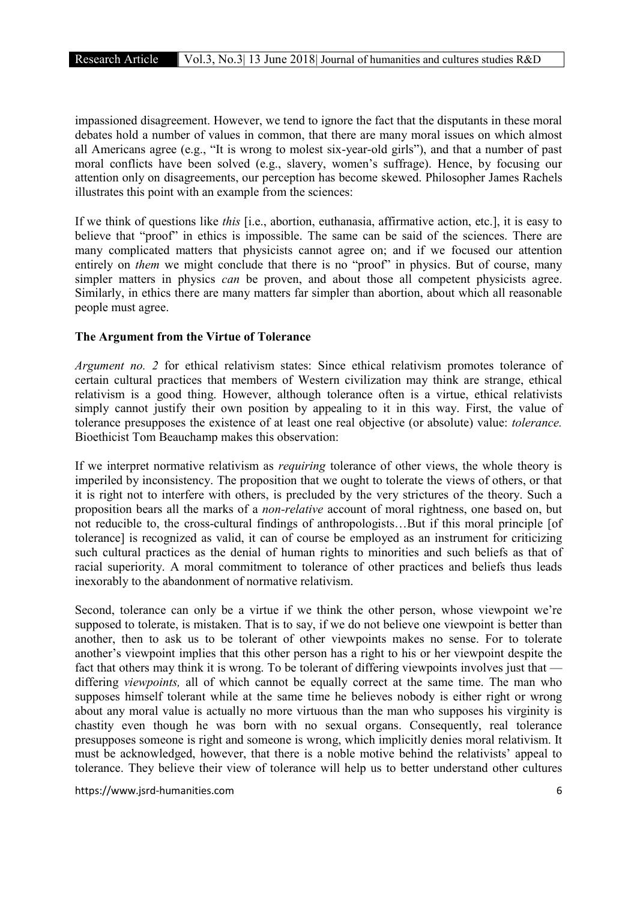impassioned disagreement. However, we tend to ignore the fact that the disputants in these moral debates hold a number of values in common, that there are many moral issues on which almost all Americans agree (e.g., "It is wrong to molest six-year-old girls"), and that a number of past moral conflicts have been solved (e.g., slavery, women's suffrage). Hence, by focusing our attention only on disagreements, our perception has become skewed. Philosopher James Rachels illustrates this point with an example from the sciences:

If we think of questions like *this* [i.e., abortion, euthanasia, affirmative action, etc.], it is easy to believe that "proof" in ethics is impossible. The same can be said of the sciences. There are many complicated matters that physicists cannot agree on; and if we focused our attention entirely on *them* we might conclude that there is no "proof" in physics. But of course, many simpler matters in physics *can* be proven, and about those all competent physicists agree. Similarly, in ethics there are many matters far simpler than abortion, about which all reasonable people must agree.

**The Argument from the Virtue of Tolerance**

*Argument no. 2* for ethical relativism states: Since ethical relativism promotes tolerance of certain cultural practices that members of Western civilization may think are strange, ethical relativism is a good thing. However, although tolerance often is a virtue, ethical relativists simply cannot justify their own position by appealing to it in this way. First, the value of tolerance presupposes the existence of at least one real objective (or absolute) value: *tolerance.* Bioethicist Tom Beauchamp makes this observation:

If we interpret normative relativism as *requiring* tolerance of other views, the whole theory is imperiled by inconsistency. The proposition that we ought to tolerate the views of others, or that it is right not to interfere with others, is precluded by the very strictures of the theory. Such a proposition bears all the marks of a *non-relative* account of moral rightness, one based on, but not reducible to, the cross-cultural findings of anthropologists…But if this moral principle [of tolerance] is recognized as valid, it can of course be employed as an instrument for criticizing such cultural practices as the denial of human rights to minorities and such beliefs as that of racial superiority. A moral commitment to tolerance of other practices and beliefs thus leads inexorably to the abandonment of normative relativism.

Second, tolerance can only be a virtue if we think the other person, whose viewpoint we're supposed to tolerate, is mistaken. That is to say, if we do not believe one viewpoint is better than another, then to ask us to be tolerant of other viewpoints makes no sense. For to tolerate another's viewpoint implies that this other person has a right to his or her viewpoint despite the fact that others may think it is wrong. To be tolerant of differing viewpoints involves just that — differing *viewpoints,* all of which cannot be equally correct at the same time. The man who supposes himself tolerant while at the same time he believes nobody is either right or wrong about any moral value is actually no more virtuous than the man who supposes his virginity is chastity even though he was born with no sexual organs. Consequently, real tolerance presupposes someone is right and someone is wrong, which implicitly denies moral relativism. It must be acknowledged, however, that there is a noble motive behind the relativists' appeal to tolerance. They believe their view of tolerance will help us to better understand other cultures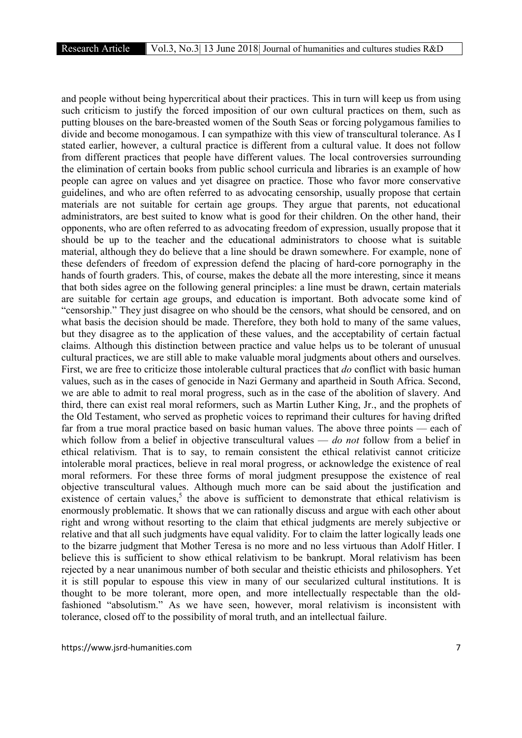and people without being hypercritical about their practices. This in turn will keep us from using such criticism to justify the forced imposition of our own cultural practices on them, such as putting blouses on the bare-breasted women of the South Seas or forcing polygamous families to divide and become monogamous. I can sympathize with this view of transcultural tolerance. As I stated earlier, however, a cultural practice is different from a cultural value. It does not follow from different practices that people have different values. The local controversies surrounding the elimination of certain books from public school curricula and libraries is an example of how people can agree on values and yet disagree on practice. Those who favor more conservative guidelines, and who are often referred to as advocating censorship, usually propose that certain materials are not suitable for certain age groups. They argue that parents, not educational administrators, are best suited to know what is good for their children. On the other hand, their opponents, who are often referred to as advocating freedom of expression, usually propose that it should be up to the teacher and the educational administrators to choose what is suitable material, although they do believe that a line should be drawn somewhere. For example, none of these defenders of freedom of expression defend the placing of hard-core pornography in the hands of fourth graders. This, of course, makes the debate all the more interesting, since it means that both sides agree on the following general principles: a line must be drawn, certain materials are suitable for certain age groups, and education is important. Both advocate some kind of "censorship." They just disagree on who should be the censors, what should be censored, and on what basis the decision should be made. Therefore, they both hold to many of the same values, but they disagree as to the application of these values, and the acceptability of certain factual claims. Although this distinction between practice and value helps us to be tolerant of unusual cultural practices, we are still able to make valuable moral judgments about others and ourselves. First, we are free to criticize those intolerable cultural practices that *do* conflict with basic human values, such as in the cases of genocide in Nazi Germany and apartheid in South Africa. Second, we are able to admit to real moral progress, such as in the case of the abolition of slavery. And third, there can exist real moral reformers, such as Martin Luther King, Jr., and the prophets of the Old Testament, who served as prophetic voices to reprimand their cultures for having drifted far from a true moral practice based on basic human values. The above three points — each of which follow from a belief in objective transcultural values — *do not* follow from a belief in ethical relativism. That is to say, to remain consistent the ethical relativist cannot criticize intolerable moral practices, believe in real moral progress, or acknowledge the existence of real moral reformers. For these three forms of moral judgment presuppose the existence of real objective transcultural values. Although much more can be said about the justification and existence of certain values,[5] the above is sufficient to demonstrate that ethical relativism is enormously problematic. It shows that we can rationally discuss and argue with each other about right and wrong without resorting to the claim that ethical judgments are merely subjective or relative and that all such judgments have equal validity. For to claim the latter logically leads one to the bizarre judgment that Mother Teresa is no more and no less virtuous than Adolf Hitler. I believe this is sufficient to show ethical relativism to be bankrupt. Moral relativism has been rejected by a near unanimous number of both secular and theistic ethicists and philosophers. Yet it is still popular to espouse this view in many of our secularized cultural institutions. It is thought to be more tolerant, more open, and more intellectually respectable than the old-fashioned "absolutism." As we have seen, however, moral relativism is inconsistent with tolerance, closed off to the possibility of moral truth, and an intellectual failure.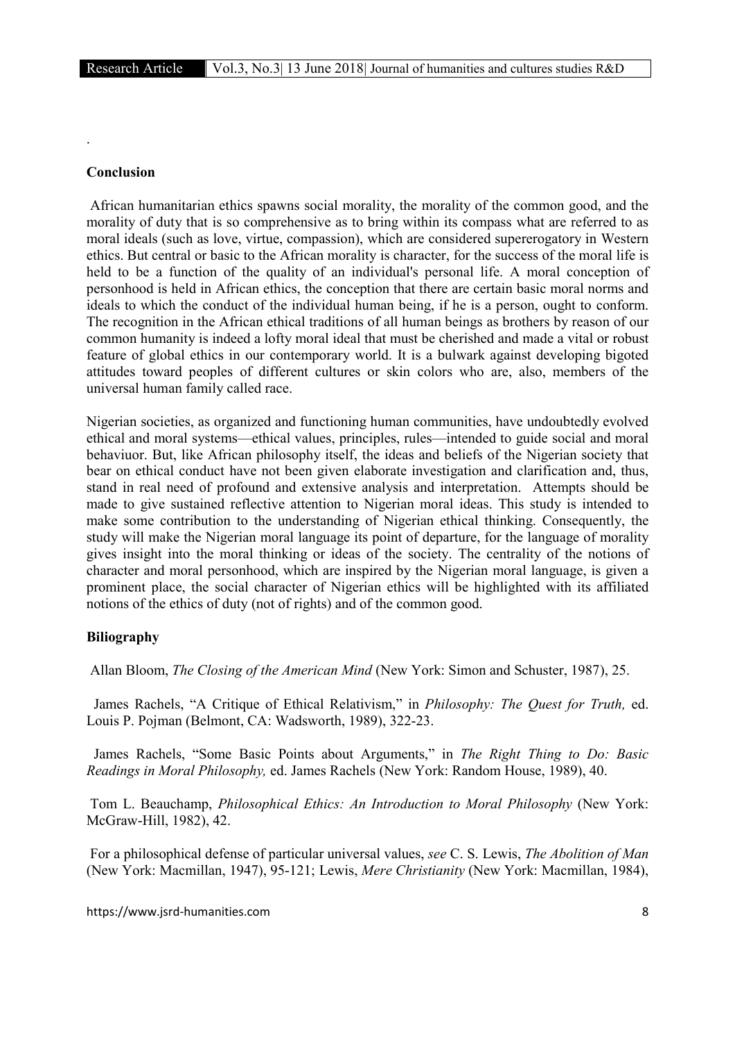.

**Conclusion**

African humanitarian ethics spawns social morality, the morality of the common good, and the morality of duty that is so comprehensive as to bring within its compass what are referred to as moral ideals (such as love, virtue, compassion), which are considered supererogatory in Western ethics. But central or basic to the African morality is character, for the success of the moral life is held to be a function of the quality of an individual's personal life. A moral conception of personhood is held in African ethics, the conception that there are certain basic moral norms and ideals to which the conduct of the individual human being, if he is a person, ought to conform. The recognition in the African ethical traditions of all human beings as brothers by reason of our common humanity is indeed a lofty moral ideal that must be cherished and made a vital or robust feature of global ethics in our contemporary world. It is a bulwark against developing bigoted attitudes toward peoples of different cultures or skin colors who are, also, members of the universal human family called race.

Nigerian societies, as organized and functioning human communities, have undoubtedly evolved ethical and moral systems—ethical values, principles, rules—intended to guide social and moral behaviuor. But, like African philosophy itself, the ideas and beliefs of the Nigerian society that bear on ethical conduct have not been given elaborate investigation and clarification and, thus, stand in real need of profound and extensive analysis and interpretation. Attempts should be made to give sustained reflective attention to Nigerian moral ideas. This study is intended to make some contribution to the understanding of Nigerian ethical thinking. Consequently, the study will make the Nigerian moral language its point of departure, for the language of morality gives insight into the moral thinking or ideas of the society. The centrality of the notions of character and moral personhood, which are inspired by the Nigerian moral language, is given a prominent place, the social character of Nigerian ethics will be highlighted with its affiliated notions of the ethics of duty (not of rights) and of the common good.

**Biliography**

Allan Bloom, *The Closing of the American Mind* (New York: Simon and Schuster, 1987), 25.

James Rachels, "A Critique of Ethical Relativism," in *Philosophy: The Quest for Truth,* ed. Louis P. Pojman (Belmont, CA: Wadsworth, 1989), 322-23.

James Rachels, "Some Basic Points about Arguments," in *The Right Thing to Do: Basic Readings in Moral Philosophy,* ed. James Rachels (New York: Random House, 1989), 40.

Tom L. Beauchamp, *Philosophical Ethics: An Introduction to Moral Philosophy* (New York: McGraw-Hill, 1982), 42.

For a philosophical defense of particular universal values, *see* C. S. Lewis, *The Abolition of Man* (New York: Macmillan, 1947), 95-121; Lewis, *Mere Christianity* (New York: Macmillan, 1984),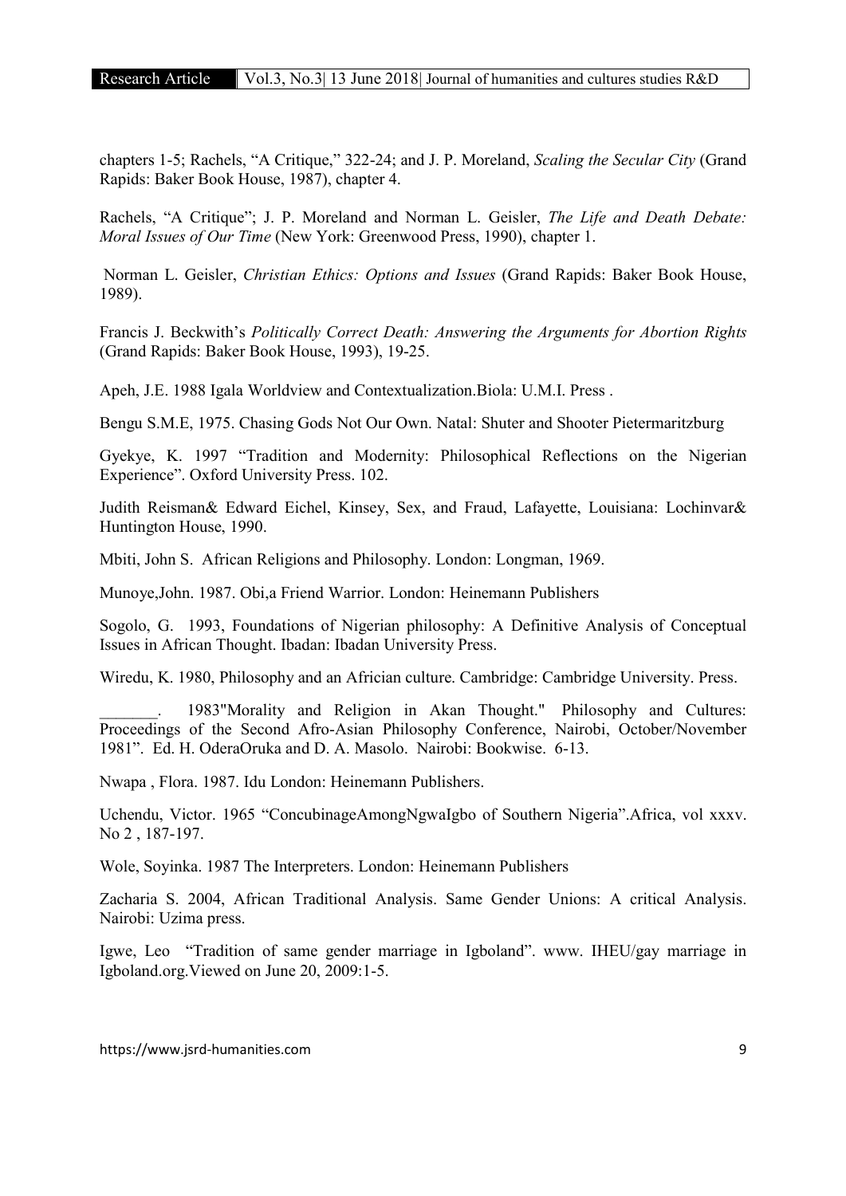chapters 1-5; Rachels, "A Critique," 322-24; and J. P. Moreland, *Scaling the Secular City* (Grand Rapids: Baker Book House, 1987), chapter 4.

Rachels, "A Critique"; J. P. Moreland and Norman L. Geisler, *The Life and Death Debate: Moral Issues of Our Time* (New York: Greenwood Press, 1990), chapter 1.

Norman L. Geisler, *Christian Ethics: Options and Issues* (Grand Rapids: Baker Book House, 1989).

Francis J. Beckwith's *Politically Correct Death: Answering the Arguments for Abortion Rights* (Grand Rapids: Baker Book House, 1993), 19-25.

Apeh, J.E. 1988 Igala Worldview and Contextualization.Biola: U.M.I. Press .

Bengu S.M.E, 1975. Chasing Gods Not Our Own. Natal: Shuter and Shooter Pietermaritzburg

Gyekye, K. 1997 "Tradition and Modernity: Philosophical Reflections on the Nigerian Experience". Oxford University Press. 102.

Judith Reisman& Edward Eichel, Kinsey, Sex, and Fraud, Lafayette, Louisiana: Lochinvar& Huntington House, 1990.

Mbiti, John S. African Religions and Philosophy. London: Longman, 1969.

Munoye,John. 1987. Obi,a Friend Warrior. London: Heinemann Publishers

Sogolo, G. 1993, Foundations of Nigerian philosophy: A Definitive Analysis of Conceptual Issues in African Thought. Ibadan: Ibadan University Press.

Wiredu, K. 1980, Philosophy and an Africian culture. Cambridge: Cambridge University. Press.

_______. 1983"Morality and Religion in Akan Thought." Philosophy and Cultures: Proceedings of the Second Afro-Asian Philosophy Conference, Nairobi, October/November 1981". Ed. H. OderaOruka and D. A. Masolo. Nairobi: Bookwise. 6-13.

Nwapa , Flora. 1987. Idu London: Heinemann Publishers.

Uchendu, Victor. 1965 "ConcubinageAmongNgwaIgbo of Southern Nigeria".Africa, vol xxxv. No 2 , 187-197.

Wole, Soyinka. 1987 The Interpreters. London: Heinemann Publishers

Zacharia S. 2004, African Traditional Analysis. Same Gender Unions: A critical Analysis. Nairobi: Uzima press.

Igwe, Leo "Tradition of same gender marriage in Igboland". www. IHEU/gay marriage in Igboland.org.Viewed on June 20, 2009:1-5.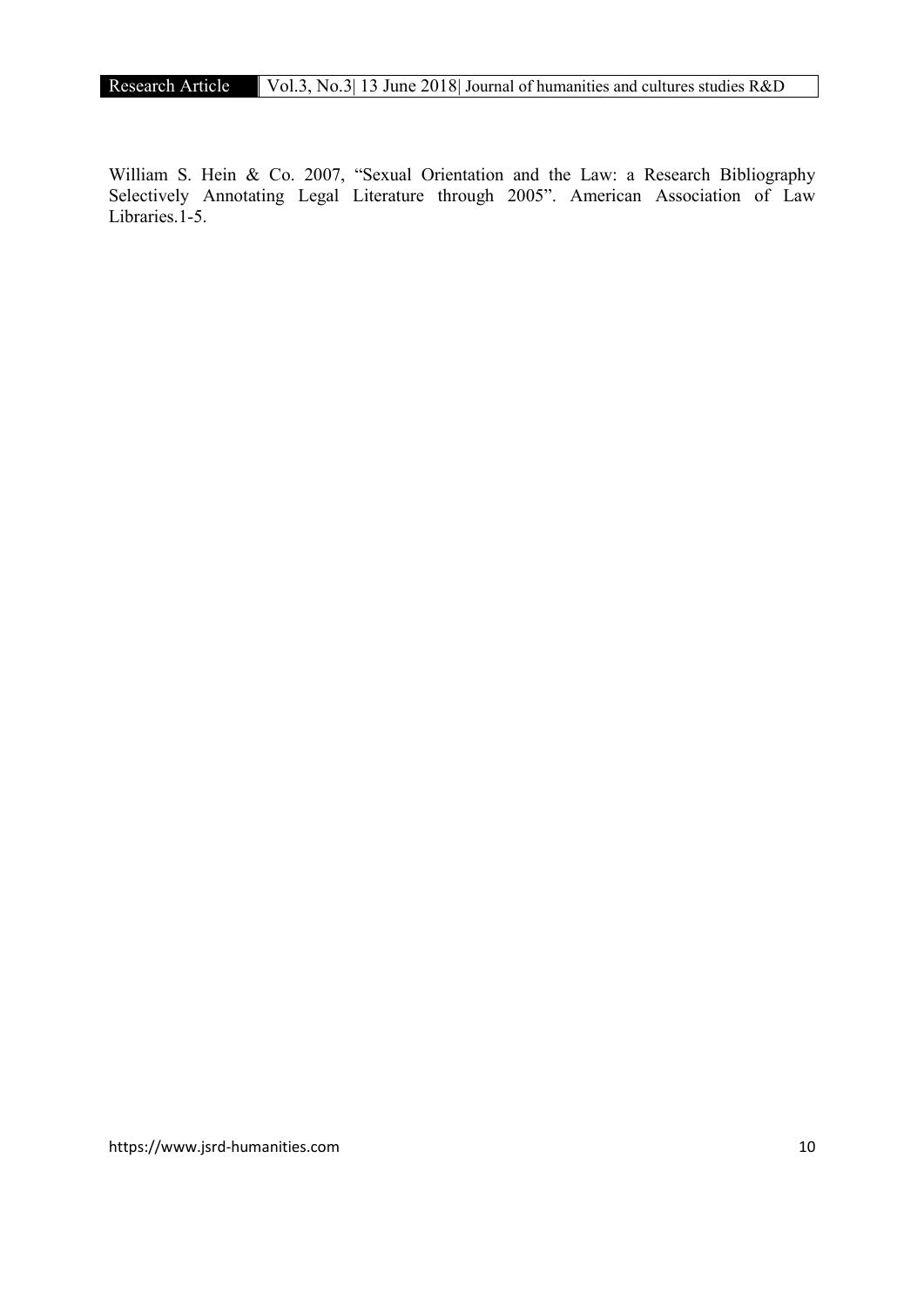William S. Hein & Co. 2007, “Sexual Orientation and the Law: a Research Bibliography Selectively Annotating Legal Literature through 2005”. American Association of Law Libraries.1-5.